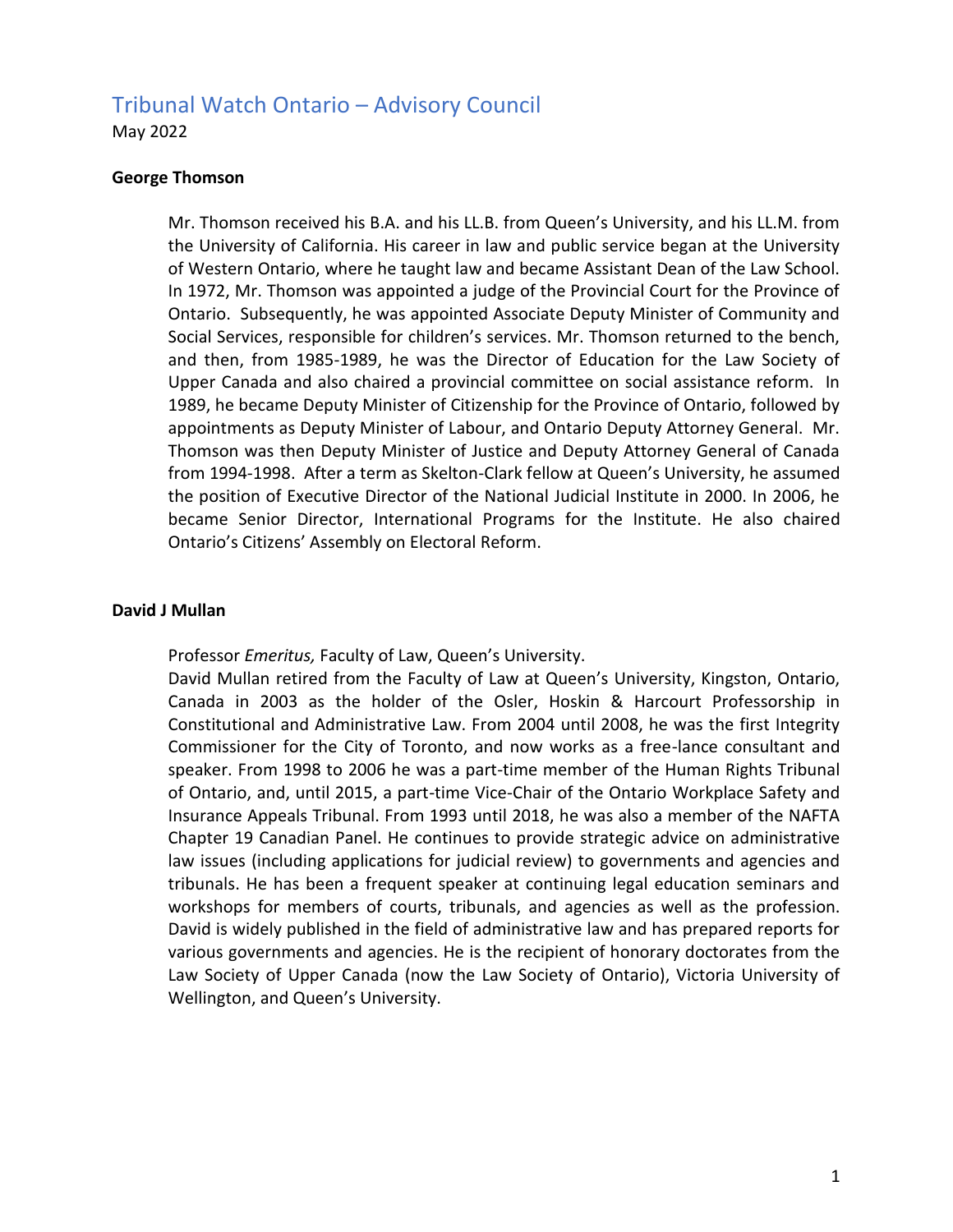# Tribunal Watch Ontario – Advisory Council

May 2022

**George Thomson**

Mr. Thomson received his B.A. and his LL.B. from Queen's University, and his LL.M. from the University of California. His career in law and public service began at the University of Western Ontario, where he taught law and became Assistant Dean of the Law School. In 1972, Mr. Thomson was appointed a judge of the Provincial Court for the Province of Ontario. Subsequently, he was appointed Associate Deputy Minister of Community and Social Services, responsible for children's services. Mr. Thomson returned to the bench, and then, from 1985-1989, he was the Director of Education for the Law Society of Upper Canada and also chaired a provincial committee on social assistance reform. In 1989, he became Deputy Minister of Citizenship for the Province of Ontario, followed by appointments as Deputy Minister of Labour, and Ontario Deputy Attorney General. Mr. Thomson was then Deputy Minister of Justice and Deputy Attorney General of Canada from 1994-1998. After a term as Skelton-Clark fellow at Queen's University, he assumed the position of Executive Director of the National Judicial Institute in 2000. In 2006, he became Senior Director, International Programs for the Institute. He also chaired Ontario's Citizens' Assembly on Electoral Reform.

**David J Mullan**

Professor *Emeritus,* Faculty of Law, Queen's University.

David Mullan retired from the Faculty of Law at Queen's University, Kingston, Ontario, Canada in 2003 as the holder of the Osler, Hoskin & Harcourt Professorship in Constitutional and Administrative Law. From 2004 until 2008, he was the first Integrity Commissioner for the City of Toronto, and now works as a free-lance consultant and speaker. From 1998 to 2006 he was a part-time member of the Human Rights Tribunal of Ontario, and, until 2015, a part-time Vice-Chair of the Ontario Workplace Safety and Insurance Appeals Tribunal. From 1993 until 2018, he was also a member of the NAFTA Chapter 19 Canadian Panel. He continues to provide strategic advice on administrative law issues (including applications for judicial review) to governments and agencies and tribunals. He has been a frequent speaker at continuing legal education seminars and workshops for members of courts, tribunals, and agencies as well as the profession. David is widely published in the field of administrative law and has prepared reports for various governments and agencies. He is the recipient of honorary doctorates from the Law Society of Upper Canada (now the Law Society of Ontario), Victoria University of Wellington, and Queen's University.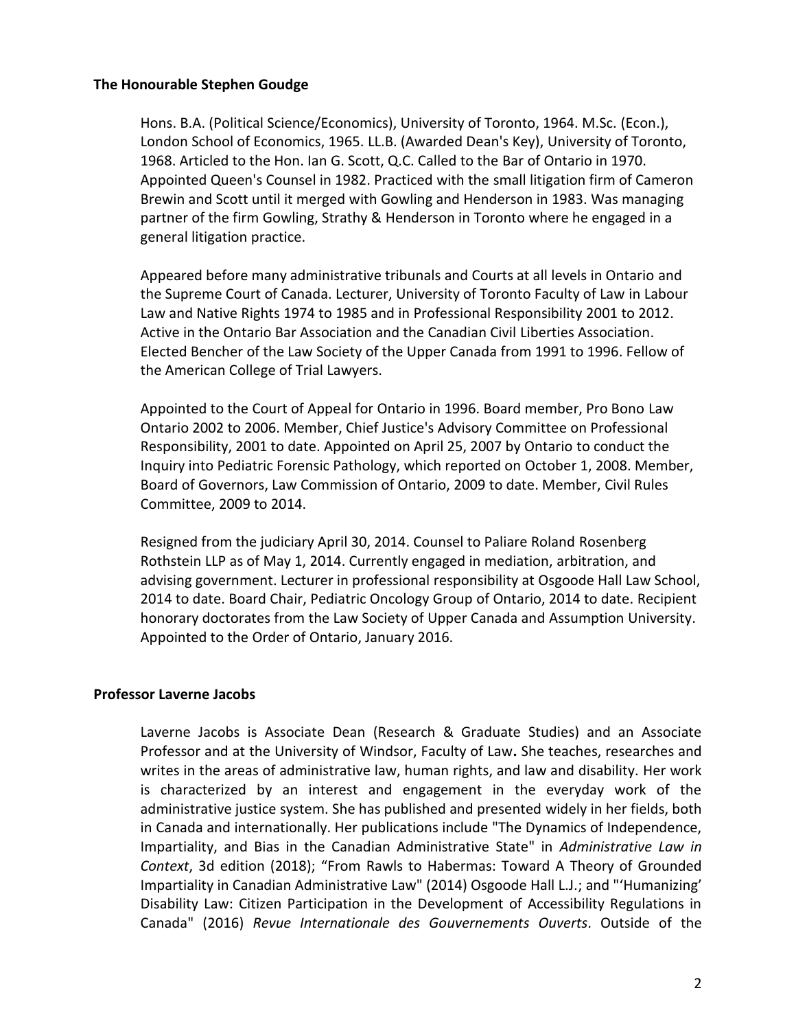**The Honourable Stephen Goudge**

Hons. B.A. (Political Science/Economics), University of Toronto, 1964. M.Sc. (Econ.), London School of Economics, 1965. LL.B. (Awarded Dean's Key), University of Toronto, 1968. Articled to the Hon. Ian G. Scott, Q.C. Called to the Bar of Ontario in 1970. Appointed Queen's Counsel in 1982. Practiced with the small litigation firm of Cameron Brewin and Scott until it merged with Gowling and Henderson in 1983. Was managing partner of the firm Gowling, Strathy & Henderson in Toronto where he engaged in a general litigation practice.

Appeared before many administrative tribunals and Courts at all levels in Ontario and the Supreme Court of Canada. Lecturer, University of Toronto Faculty of Law in Labour Law and Native Rights 1974 to 1985 and in Professional Responsibility 2001 to 2012. Active in the Ontario Bar Association and the Canadian Civil Liberties Association. Elected Bencher of the Law Society of the Upper Canada from 1991 to 1996. Fellow of the American College of Trial Lawyers.

Appointed to the Court of Appeal for Ontario in 1996. Board member, Pro Bono Law Ontario 2002 to 2006. Member, Chief Justice's Advisory Committee on Professional Responsibility, 2001 to date. Appointed on April 25, 2007 by Ontario to conduct the Inquiry into Pediatric Forensic Pathology, which reported on October 1, 2008. Member, Board of Governors, Law Commission of Ontario, 2009 to date. Member, Civil Rules Committee, 2009 to 2014.

Resigned from the judiciary April 30, 2014. Counsel to Paliare Roland Rosenberg Rothstein LLP as of May 1, 2014. Currently engaged in mediation, arbitration, and advising government. Lecturer in professional responsibility at Osgoode Hall Law School, 2014 to date. Board Chair, Pediatric Oncology Group of Ontario, 2014 to date. Recipient honorary doctorates from the Law Society of Upper Canada and Assumption University. Appointed to the Order of Ontario, January 2016.

**Professor Laverne Jacobs**

Laverne Jacobs is Associate Dean (Research & Graduate Studies) and an Associate Professor and at the University of Windsor, Faculty of Law**.** She teaches, researches and writes in the areas of administrative law, human rights, and law and disability. Her work is characterized by an interest and engagement in the everyday work of the administrative justice system. She has published and presented widely in her fields, both in Canada and internationally. Her publications include "The Dynamics of Independence, Impartiality, and Bias in the Canadian Administrative State" in *Administrative Law in Context*, 3d edition (2018); "From Rawls to Habermas: Toward A Theory of Grounded Impartiality in Canadian Administrative Law" (2014) Osgoode Hall L.J.; and "'Humanizing' Disability Law: Citizen Participation in the Development of Accessibility Regulations in Canada" (2016) *Revue Internationale des Gouvernements Ouverts*. Outside of the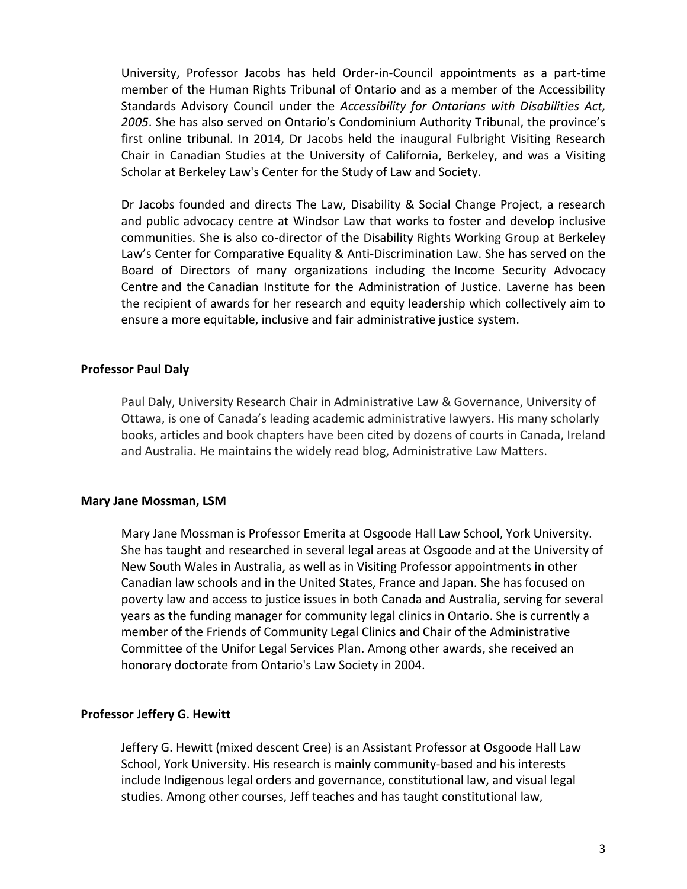University, Professor Jacobs has held Order-in-Council appointments as a part-time member of the Human Rights Tribunal of Ontario and as a member of the Accessibility Standards Advisory Council under the *Accessibility for Ontarians with Disabilities Act, 2005*. She has also served on Ontario's Condominium Authority Tribunal, the province's first online tribunal. In 2014, Dr Jacobs held the inaugural Fulbright Visiting Research Chair in Canadian Studies at the University of California, Berkeley, and was a Visiting Scholar at Berkeley Law's Center for the Study of Law and Society.

Dr Jacobs founded and directs The Law, Disability & Social Change Project, a research and public advocacy centre at Windsor Law that works to foster and develop inclusive communities. She is also co-director of the Disability Rights Working Group at Berkeley Law's Center for Comparative Equality & Anti-Discrimination Law. She has served on the Board of Directors of many organizations including the Income Security Advocacy Centre and the Canadian Institute for the Administration of Justice. Laverne has been the recipient of awards for her research and equity leadership which collectively aim to ensure a more equitable, inclusive and fair administrative justice system.

**Professor Paul Daly**

Paul Daly, University Research Chair in Administrative Law & Governance, University of Ottawa, is one of Canada's leading academic administrative lawyers. His many scholarly books, articles and book chapters have been cited by dozens of courts in Canada, Ireland and Australia. He maintains the widely read blog, Administrative Law Matters.

**Mary Jane Mossman, LSM**

Mary Jane Mossman is Professor Emerita at Osgoode Hall Law School, York University. She has taught and researched in several legal areas at Osgoode and at the University of New South Wales in Australia, as well as in Visiting Professor appointments in other Canadian law schools and in the United States, France and Japan. She has focused on poverty law and access to justice issues in both Canada and Australia, serving for several years as the funding manager for community legal clinics in Ontario. She is currently a member of the Friends of Community Legal Clinics and Chair of the Administrative Committee of the Unifor Legal Services Plan. Among other awards, she received an honorary doctorate from Ontario's Law Society in 2004.

**Professor Jeffery G. Hewitt**

Jeffery G. Hewitt (mixed descent Cree) is an Assistant Professor at Osgoode Hall Law School, York University. His research is mainly community-based and his interests include Indigenous legal orders and governance, constitutional law, and visual legal studies. Among other courses, Jeff teaches and has taught constitutional law,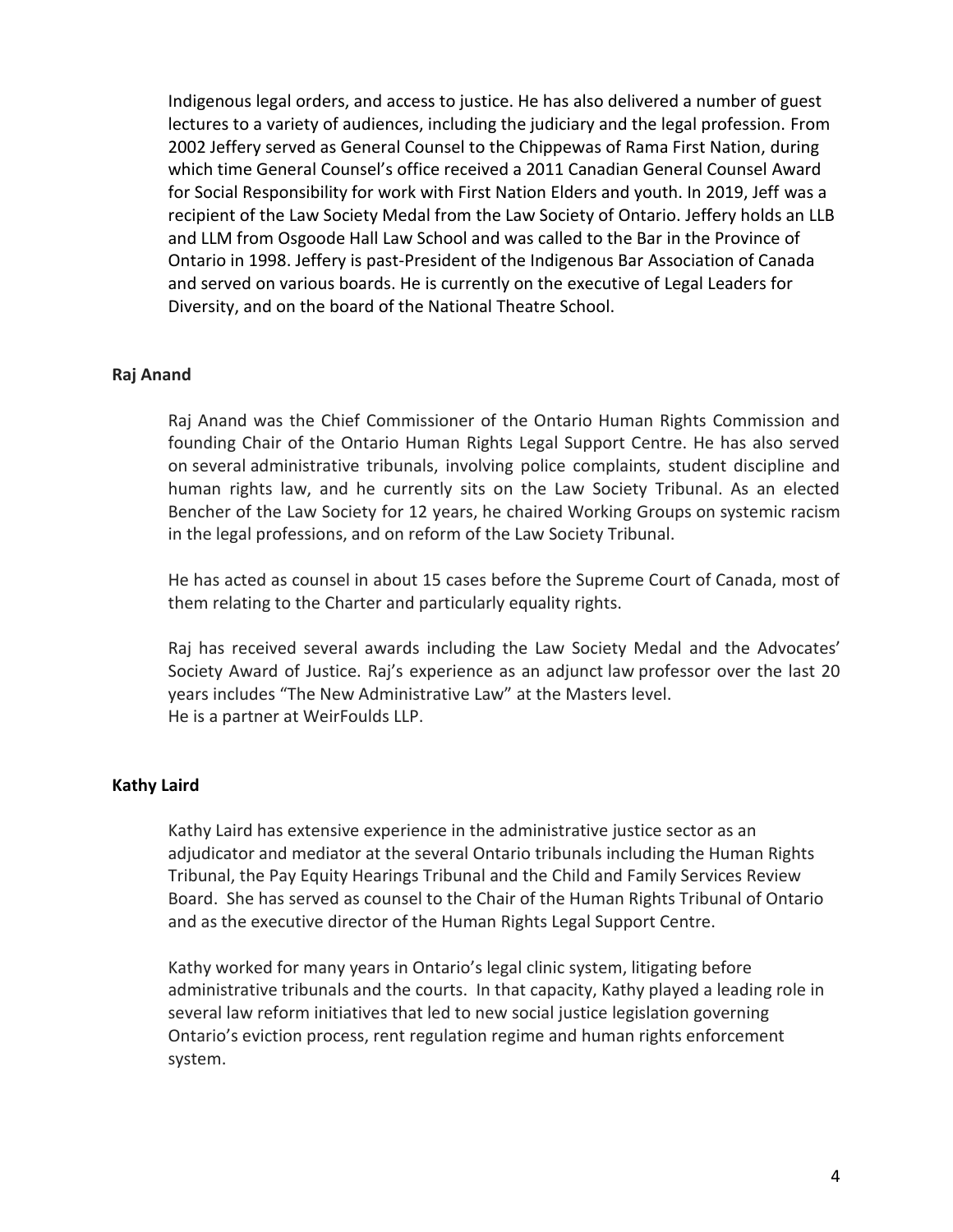Indigenous legal orders, and access to justice. He has also delivered a number of guest lectures to a variety of audiences, including the judiciary and the legal profession. From 2002 Jeffery served as General Counsel to the Chippewas of Rama First Nation, during which time General Counsel's office received a 2011 Canadian General Counsel Award for Social Responsibility for work with First Nation Elders and youth. In 2019, Jeff was a recipient of the Law Society Medal from the Law Society of Ontario. Jeffery holds an LLB and LLM from Osgoode Hall Law School and was called to the Bar in the Province of Ontario in 1998. Jeffery is past-President of the Indigenous Bar Association of Canada and served on various boards. He is currently on the executive of Legal Leaders for Diversity, and on the board of the National Theatre School.

**Raj Anand**

Raj Anand was the Chief Commissioner of the Ontario Human Rights Commission and founding Chair of the Ontario Human Rights Legal Support Centre. He has also served on several administrative tribunals, involving police complaints, student discipline and human rights law, and he currently sits on the Law Society Tribunal. As an elected Bencher of the Law Society for 12 years, he chaired Working Groups on systemic racism in the legal professions, and on reform of the Law Society Tribunal.

He has acted as counsel in about 15 cases before the Supreme Court of Canada, most of them relating to the Charter and particularly equality rights.

Raj has received several awards including the Law Society Medal and the Advocates' Society Award of Justice. Raj's experience as an adjunct law professor over the last 20 years includes "The New Administrative Law" at the Masters level.
He is a partner at WeirFoulds LLP.

**Kathy Laird**

Kathy Laird has extensive experience in the administrative justice sector as an adjudicator and mediator at the several Ontario tribunals including the Human Rights Tribunal, the Pay Equity Hearings Tribunal and the Child and Family Services Review Board. She has served as counsel to the Chair of the Human Rights Tribunal of Ontario and as the executive director of the Human Rights Legal Support Centre.

Kathy worked for many years in Ontario's legal clinic system, litigating before administrative tribunals and the courts. In that capacity, Kathy played a leading role in several law reform initiatives that led to new social justice legislation governing Ontario's eviction process, rent regulation regime and human rights enforcement system.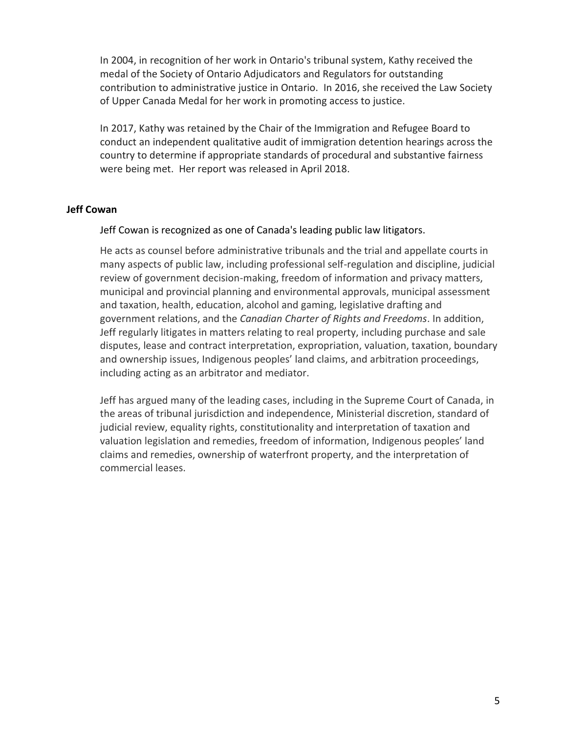In 2004, in recognition of her work in Ontario's tribunal system, Kathy received the medal of the Society of Ontario Adjudicators and Regulators for outstanding contribution to administrative justice in Ontario. In 2016, she received the Law Society of Upper Canada Medal for her work in promoting access to justice.

In 2017, Kathy was retained by the Chair of the Immigration and Refugee Board to conduct an independent qualitative audit of immigration detention hearings across the country to determine if appropriate standards of procedural and substantive fairness were being met. Her report was released in April 2018.

**Jeff Cowan**

Jeff Cowan is recognized as one of Canada's leading public law litigators.

He acts as counsel before administrative tribunals and the trial and appellate courts in many aspects of public law, including professional self-regulation and discipline, judicial review of government decision-making, freedom of information and privacy matters, municipal and provincial planning and environmental approvals, municipal assessment and taxation, health, education, alcohol and gaming, legislative drafting and government relations, and the *Canadian Charter of Rights and Freedoms*. In addition, Jeff regularly litigates in matters relating to real property, including purchase and sale disputes, lease and contract interpretation, expropriation, valuation, taxation, boundary and ownership issues, Indigenous peoples' land claims, and arbitration proceedings, including acting as an arbitrator and mediator.

Jeff has argued many of the leading cases, including in the Supreme Court of Canada, in the areas of tribunal jurisdiction and independence, Ministerial discretion, standard of judicial review, equality rights, constitutionality and interpretation of taxation and valuation legislation and remedies, freedom of information, Indigenous peoples' land claims and remedies, ownership of waterfront property, and the interpretation of commercial leases.